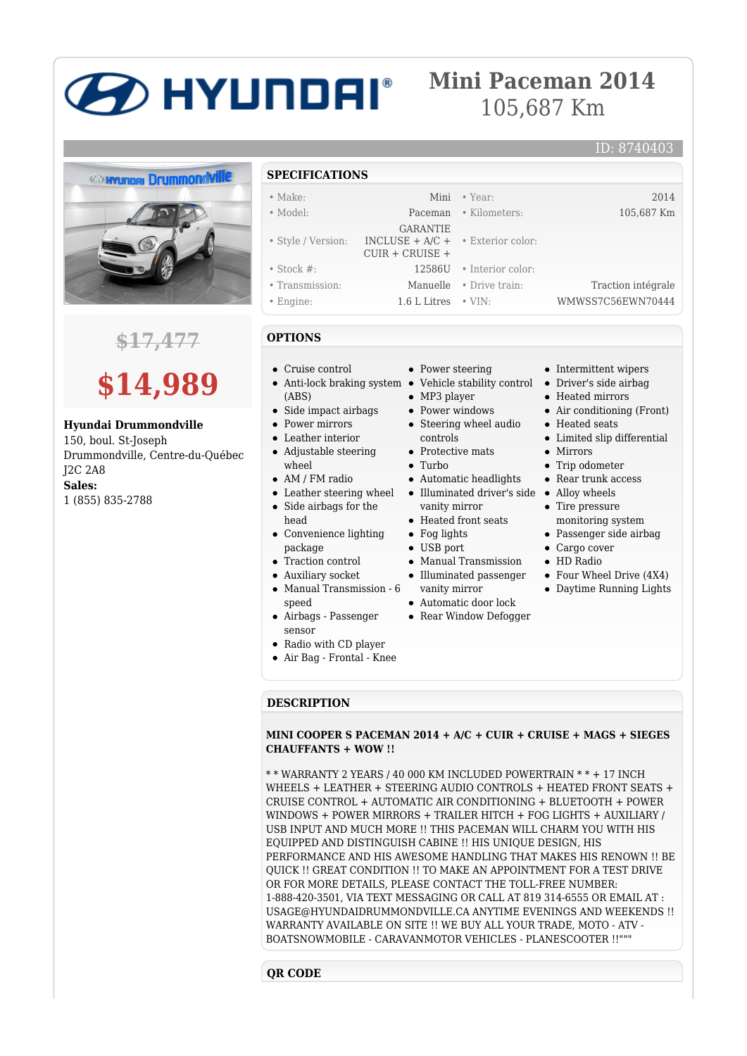# HYUNDAI

# Mini Paceman 2014

105,687 Km

ID: 8740403

~~$17,477~~

**$14,989**

**Hyundai Drummondville**
150, boul. St-Joseph
Drummondville, Centre-du-Québec
J2C 2A8
**Sales:**
1 (855) 835-2788

## SPECIFICATIONS

| | | | |
|---|---|---|---|
| • Make: | Mini | • Year: | 2014 |
| • Model: | Paceman | • Kilometers: | 105,687 Km |
| • Style / Version: | GARANTIE INCLUSE + A/C + CUIR + CRUISE + | • Exterior color: | |
| • Stock #: | 12586U | • Interior color: | |
| • Transmission: | Manuelle | • Drive train: | Traction intégrale |
| • Engine: | 1.6 L Litres | • VIN: | WMWSS7C56EWN70444 |

## OPTIONS

- Cruise control
- Anti-lock braking system (ABS)
- Side impact airbags
- Power mirrors
- Leather interior
- Adjustable steering wheel
- AM / FM radio
- Leather steering wheel
- Side airbags for the head
- Convenience lighting package
- Traction control
- Auxiliary socket
- Manual Transmission - 6 speed
- Airbags - Passenger sensor
- Radio with CD player
- Air Bag - Frontal - Knee
- Power steering
- Vehicle stability control
- MP3 player
- Power windows
- Steering wheel audio controls
- Protective mats
- Turbo
- Automatic headlights
- Illuminated driver's side vanity mirror
- Heated front seats
- Fog lights
- USB port
- Manual Transmission
- Illuminated passenger vanity mirror
- Automatic door lock
- Rear Window Defogger
- Intermittent wipers
- Driver's side airbag
- Heated mirrors
- Air conditioning (Front)
- Heated seats
- Limited slip differential
- Mirrors
- Trip odometer
- Rear trunk access
- Alloy wheels
- Tire pressure monitoring system
- Passenger side airbag
- Cargo cover
- HD Radio
- Four Wheel Drive (4X4)
- Daytime Running Lights

## DESCRIPTION

**MINI COOPER S PACEMAN 2014 + A/C + CUIR + CRUISE + MAGS + SIEGES CHAUFFANTS + WOW !!**

* * WARRANTY 2 YEARS / 40 000 KM INCLUDED POWERTRAIN * * + 17 INCH WHEELS + LEATHER + STEERING AUDIO CONTROLS + HEATED FRONT SEATS + CRUISE CONTROL + AUTOMATIC AIR CONDITIONING + BLUETOOTH + POWER WINDOWS + POWER MIRRORS + TRAILER HITCH + FOG LIGHTS + AUXILIARY / USB INPUT AND MUCH MORE !! THIS PACEMAN WILL CHARM YOU WITH HIS EQUIPPED AND DISTINGUISH CABINE !! HIS UNIQUE DESIGN, HIS PERFORMANCE AND HIS AWESOME HANDLING THAT MAKES HIS RENOWN !! BE QUICK !! GREAT CONDITION !! TO MAKE AN APPOINTMENT FOR A TEST DRIVE OR FOR MORE DETAILS, PLEASE CONTACT THE TOLL-FREE NUMBER: 1-888-420-3501, VIA TEXT MESSAGING OR CALL AT 819 314-6555 OR EMAIL AT : USAGE@HYUNDAIDRUMMONDVILLE.CA ANYTIME EVENINGS AND WEEKENDS !! WARRANTY AVAILABLE ON SITE !! WE BUY ALL YOUR TRADE, MOTO - ATV - BOATSNOWMOBILE - CARAVANMOTOR VEHICLES - PLANESCOOTER !!"""

## QR CODE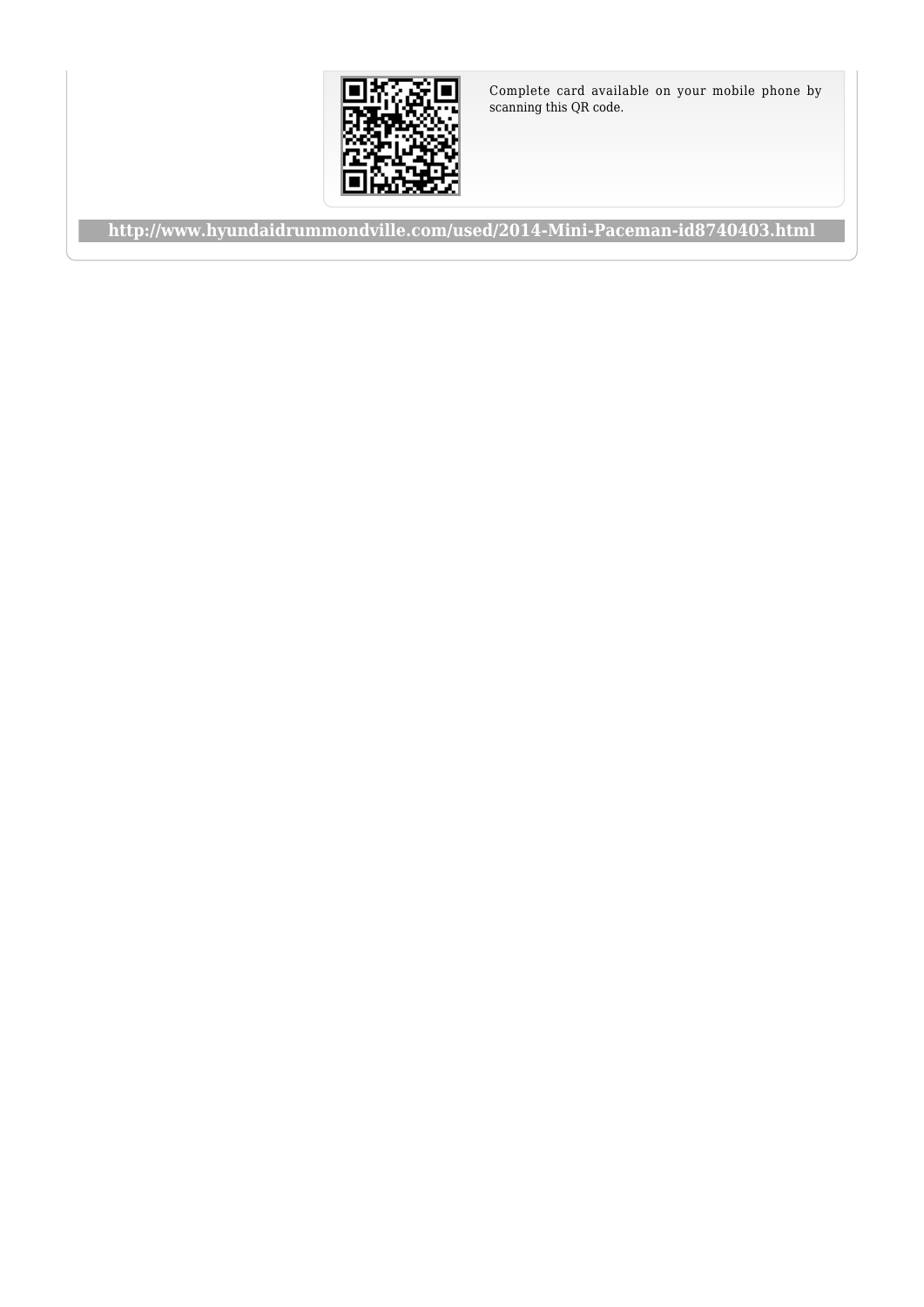Complete card available on your mobile phone by scanning this QR code.

**http://www.hyundaidrummondville.com/used/2014-Mini-Paceman-id8740403.html**